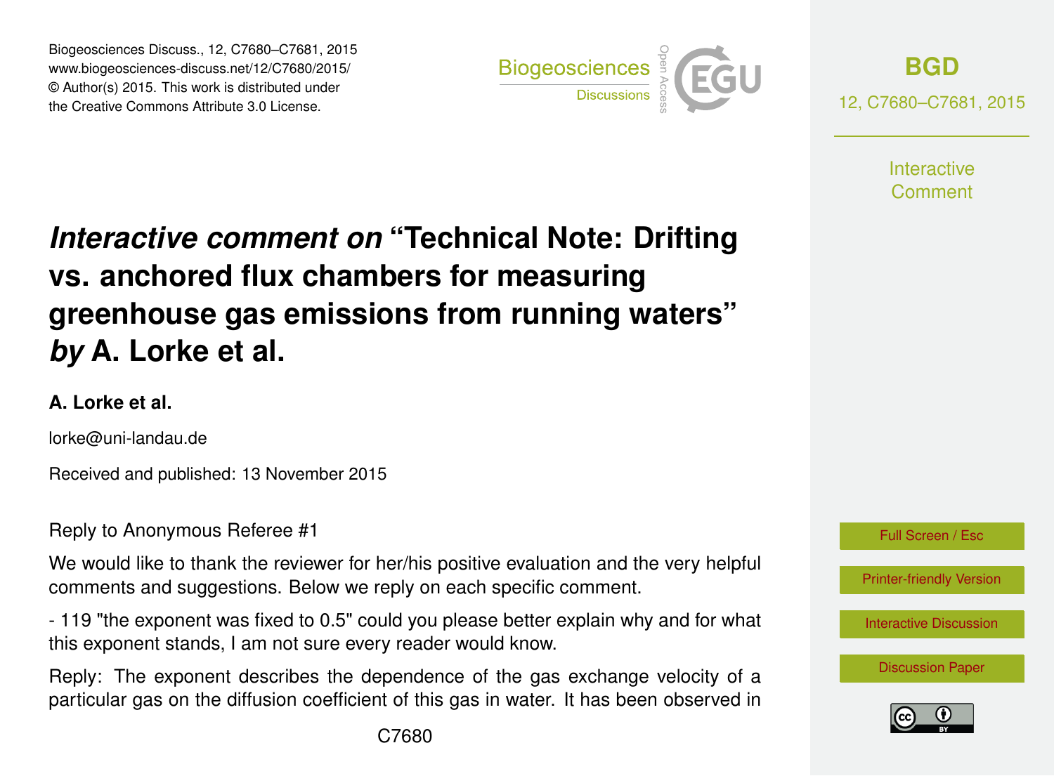# *Interactive comment on* "Technical Note: Drifting vs. anchored flux chambers for measuring greenhouse gas emissions from running waters" *by* A. Lorke et al.

**A. Lorke et al.**

lorke@uni-landau.de

Received and published: 13 November 2015

Reply to Anonymous Referee #1

We would like to thank the reviewer for her/his positive evaluation and the very helpful comments and suggestions. Below we reply on each specific comment.

- 119 "the exponent was fixed to 0.5" could you please better explain why and for what this exponent stands, I am not sure every reader would know.

Reply: The exponent describes the dependence of the gas exchange velocity of a particular gas on the diffusion coefficient of this gas in water. It has been observed in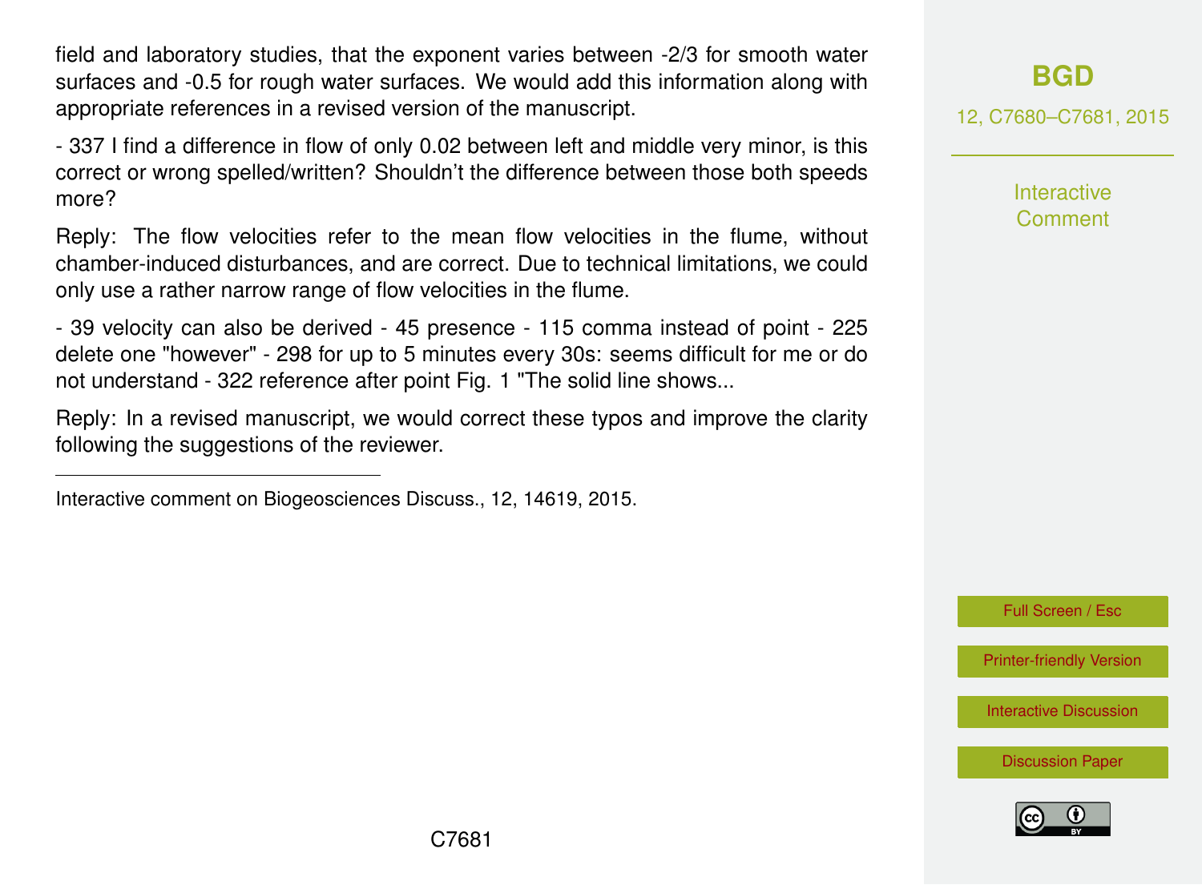field and laboratory studies, that the exponent varies between -2/3 for smooth water surfaces and -0.5 for rough water surfaces. We would add this information along with appropriate references in a revised version of the manuscript.

- 337 I find a difference in flow of only 0.02 between left and middle very minor, is this correct or wrong spelled/written? Shouldn't the difference between those both speeds more?

Reply: The flow velocities refer to the mean flow velocities in the flume, without chamber-induced disturbances, and are correct. Due to technical limitations, we could only use a rather narrow range of flow velocities in the flume.

- 39 velocity can also be derived - 45 presence - 115 comma instead of point - 225 delete one "however" - 298 for up to 5 minutes every 30s: seems difficult for me or do not understand - 322 reference after point Fig. 1 "The solid line shows...

Reply: In a revised manuscript, we would correct these typos and improve the clarity following the suggestions of the reviewer.

---

Interactive comment on Biogeosciences Discuss., 12, 14619, 2015.